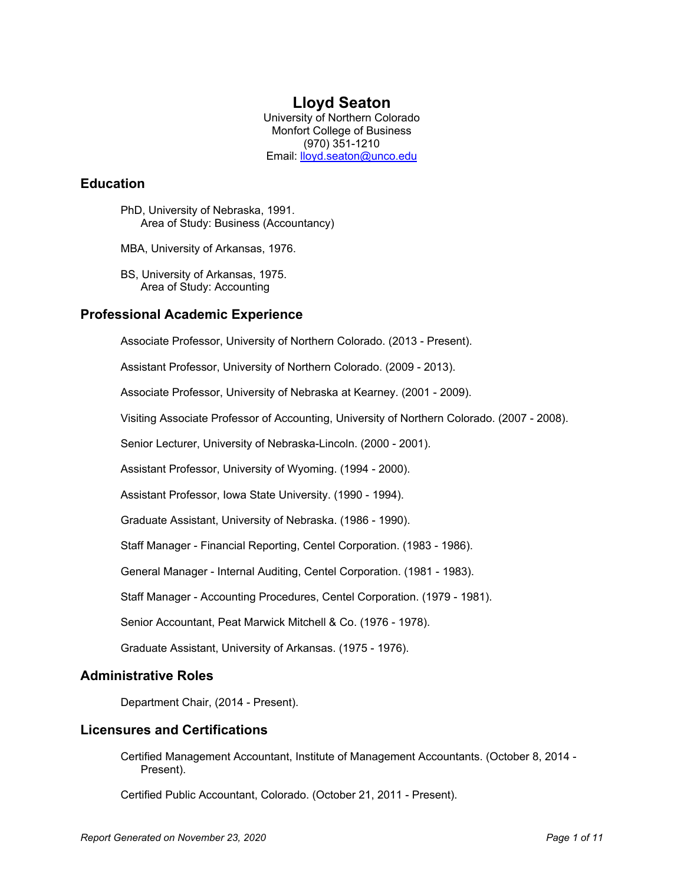# Lloyd Seaton

University of Northern Colorado
Monfort College of Business
(970) 351-1210
Email: lloyd.seaton@unco.edu

## Education

PhD, University of Nebraska, 1991.
Area of Study: Business (Accountancy)

MBA, University of Arkansas, 1976.

BS, University of Arkansas, 1975.
Area of Study: Accounting

## Professional Academic Experience

Associate Professor, University of Northern Colorado. (2013 - Present).

Assistant Professor, University of Northern Colorado. (2009 - 2013).

Associate Professor, University of Nebraska at Kearney. (2001 - 2009).

Visiting Associate Professor of Accounting, University of Northern Colorado. (2007 - 2008).

Senior Lecturer, University of Nebraska-Lincoln. (2000 - 2001).

Assistant Professor, University of Wyoming. (1994 - 2000).

Assistant Professor, Iowa State University. (1990 - 1994).

Graduate Assistant, University of Nebraska. (1986 - 1990).

Staff Manager - Financial Reporting, Centel Corporation. (1983 - 1986).

General Manager - Internal Auditing, Centel Corporation. (1981 - 1983).

Staff Manager - Accounting Procedures, Centel Corporation. (1979 - 1981).

Senior Accountant, Peat Marwick Mitchell & Co. (1976 - 1978).

Graduate Assistant, University of Arkansas. (1975 - 1976).

## Administrative Roles

Department Chair, (2014 - Present).

## Licensures and Certifications

Certified Management Accountant, Institute of Management Accountants. (October 8, 2014 - Present).

Certified Public Accountant, Colorado. (October 21, 2011 - Present).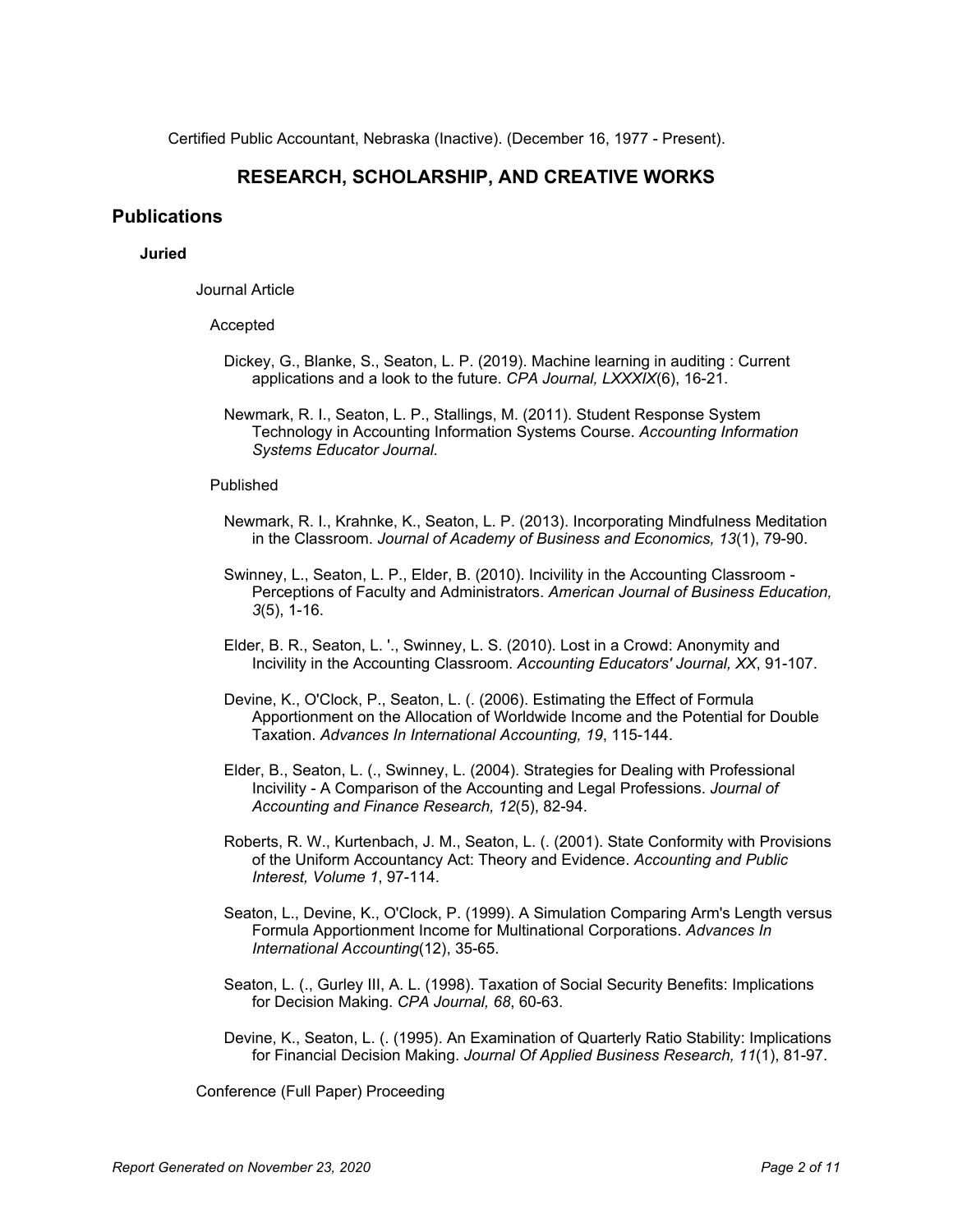Certified Public Accountant, Nebraska (Inactive). (December 16, 1977 - Present).

## RESEARCH, SCHOLARSHIP, AND CREATIVE WORKS

## Publications

### Juried

Journal Article

Accepted

Dickey, G., Blanke, S., Seaton, L. P. (2019). Machine learning in auditing : Current applications and a look to the future. *CPA Journal, LXXXIX*(6), 16-21.

Newmark, R. I., Seaton, L. P., Stallings, M. (2011). Student Response System Technology in Accounting Information Systems Course. *Accounting Information Systems Educator Journal*.

Published

Newmark, R. I., Krahnke, K., Seaton, L. P. (2013). Incorporating Mindfulness Meditation in the Classroom. *Journal of Academy of Business and Economics, 13*(1), 79-90.

Swinney, L., Seaton, L. P., Elder, B. (2010). Incivility in the Accounting Classroom - Perceptions of Faculty and Administrators. *American Journal of Business Education, 3*(5), 1-16.

Elder, B. R., Seaton, L. '., Swinney, L. S. (2010). Lost in a Crowd: Anonymity and Incivility in the Accounting Classroom. *Accounting Educators' Journal, XX*, 91-107.

Devine, K., O'Clock, P., Seaton, L. (. (2006). Estimating the Effect of Formula Apportionment on the Allocation of Worldwide Income and the Potential for Double Taxation. *Advances In International Accounting, 19*, 115-144.

Elder, B., Seaton, L. (., Swinney, L. (2004). Strategies for Dealing with Professional Incivility - A Comparison of the Accounting and Legal Professions. *Journal of Accounting and Finance Research, 12*(5), 82-94.

Roberts, R. W., Kurtenbach, J. M., Seaton, L. (. (2001). State Conformity with Provisions of the Uniform Accountancy Act: Theory and Evidence. *Accounting and Public Interest, Volume 1*, 97-114.

Seaton, L., Devine, K., O'Clock, P. (1999). A Simulation Comparing Arm's Length versus Formula Apportionment Income for Multinational Corporations. *Advances In International Accounting*(12), 35-65.

Seaton, L. (., Gurley III, A. L. (1998). Taxation of Social Security Benefits: Implications for Decision Making. *CPA Journal, 68*, 60-63.

Devine, K., Seaton, L. (. (1995). An Examination of Quarterly Ratio Stability: Implications for Financial Decision Making. *Journal Of Applied Business Research, 11*(1), 81-97.

Conference (Full Paper) Proceeding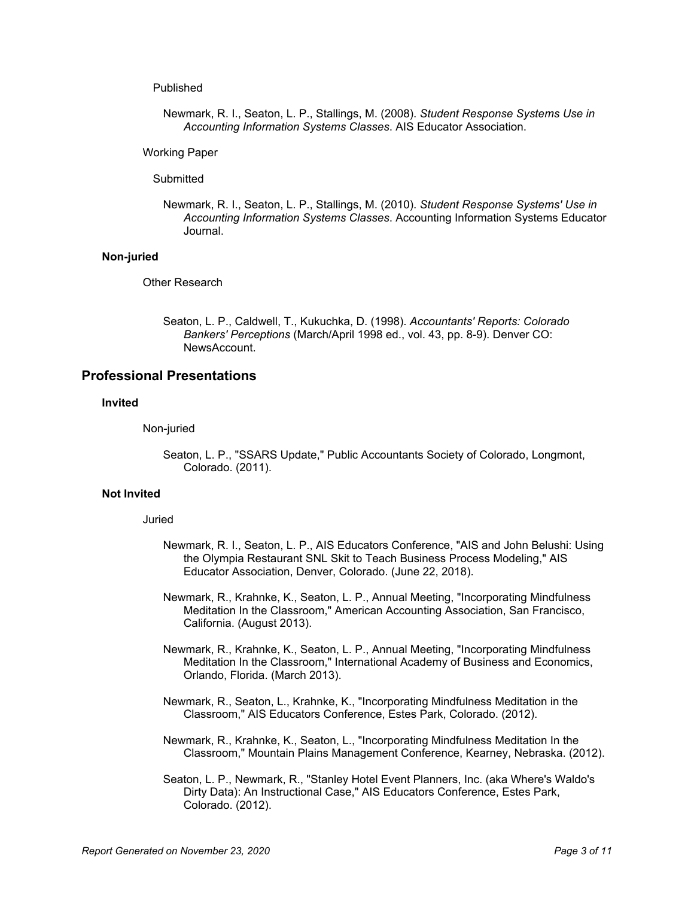Published

Newmark, R. I., Seaton, L. P., Stallings, M. (2008). *Student Response Systems Use in Accounting Information Systems Classes*. AIS Educator Association.

Working Paper

Submitted

Newmark, R. I., Seaton, L. P., Stallings, M. (2010). *Student Response Systems' Use in Accounting Information Systems Classes*. Accounting Information Systems Educator Journal.

### Non-juried

Other Research

Seaton, L. P., Caldwell, T., Kukuchka, D. (1998). *Accountants' Reports: Colorado Bankers' Perceptions* (March/April 1998 ed., vol. 43, pp. 8-9). Denver CO: NewsAccount.

## Professional Presentations

### Invited

Non-juried

Seaton, L. P., "SSARS Update," Public Accountants Society of Colorado, Longmont, Colorado. (2011).

### Not Invited

Juried

Newmark, R. I., Seaton, L. P., AIS Educators Conference, "AIS and John Belushi: Using the Olympia Restaurant SNL Skit to Teach Business Process Modeling," AIS Educator Association, Denver, Colorado. (June 22, 2018).

Newmark, R., Krahnke, K., Seaton, L. P., Annual Meeting, "Incorporating Mindfulness Meditation In the Classroom," American Accounting Association, San Francisco, California. (August 2013).

Newmark, R., Krahnke, K., Seaton, L. P., Annual Meeting, "Incorporating Mindfulness Meditation In the Classroom," International Academy of Business and Economics, Orlando, Florida. (March 2013).

Newmark, R., Seaton, L., Krahnke, K., "Incorporating Mindfulness Meditation in the Classroom," AIS Educators Conference, Estes Park, Colorado. (2012).

Newmark, R., Krahnke, K., Seaton, L., "Incorporating Mindfulness Meditation In the Classroom," Mountain Plains Management Conference, Kearney, Nebraska. (2012).

Seaton, L. P., Newmark, R., "Stanley Hotel Event Planners, Inc. (aka Where's Waldo's Dirty Data): An Instructional Case," AIS Educators Conference, Estes Park, Colorado. (2012).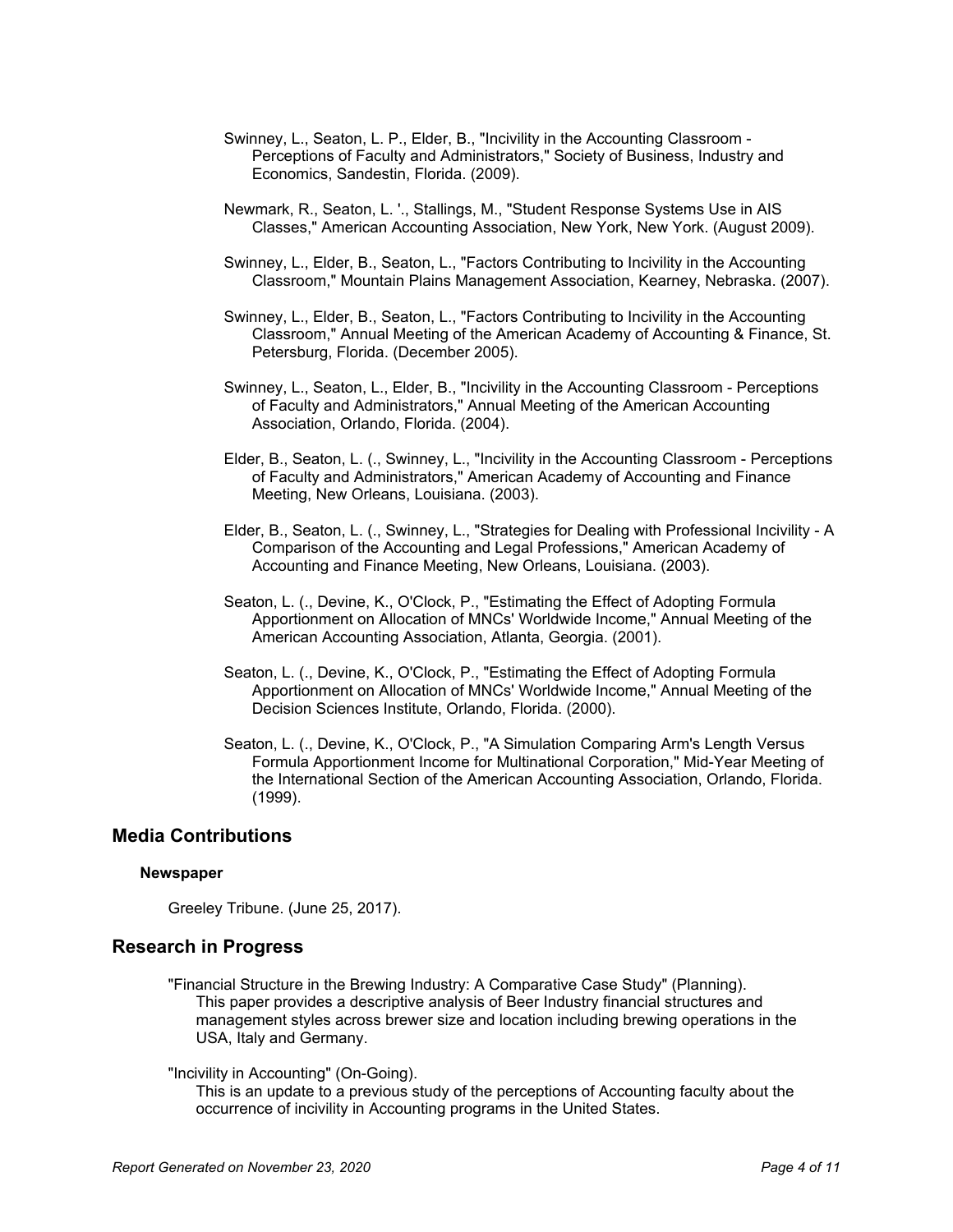Swinney, L., Seaton, L. P., Elder, B., "Incivility in the Accounting Classroom - Perceptions of Faculty and Administrators," Society of Business, Industry and Economics, Sandestin, Florida. (2009).

Newmark, R., Seaton, L. '., Stallings, M., "Student Response Systems Use in AIS Classes," American Accounting Association, New York, New York. (August 2009).

Swinney, L., Elder, B., Seaton, L., "Factors Contributing to Incivility in the Accounting Classroom," Mountain Plains Management Association, Kearney, Nebraska. (2007).

Swinney, L., Elder, B., Seaton, L., "Factors Contributing to Incivility in the Accounting Classroom," Annual Meeting of the American Academy of Accounting & Finance, St. Petersburg, Florida. (December 2005).

Swinney, L., Seaton, L., Elder, B., "Incivility in the Accounting Classroom - Perceptions of Faculty and Administrators," Annual Meeting of the American Accounting Association, Orlando, Florida. (2004).

Elder, B., Seaton, L. (., Swinney, L., "Incivility in the Accounting Classroom - Perceptions of Faculty and Administrators," American Academy of Accounting and Finance Meeting, New Orleans, Louisiana. (2003).

Elder, B., Seaton, L. (., Swinney, L., "Strategies for Dealing with Professional Incivility - A Comparison of the Accounting and Legal Professions," American Academy of Accounting and Finance Meeting, New Orleans, Louisiana. (2003).

Seaton, L. (., Devine, K., O'Clock, P., "Estimating the Effect of Adopting Formula Apportionment on Allocation of MNCs' Worldwide Income," Annual Meeting of the American Accounting Association, Atlanta, Georgia. (2001).

Seaton, L. (., Devine, K., O'Clock, P., "Estimating the Effect of Adopting Formula Apportionment on Allocation of MNCs' Worldwide Income," Annual Meeting of the Decision Sciences Institute, Orlando, Florida. (2000).

Seaton, L. (., Devine, K., O'Clock, P., "A Simulation Comparing Arm's Length Versus Formula Apportionment Income for Multinational Corporation," Mid-Year Meeting of the International Section of the American Accounting Association, Orlando, Florida. (1999).

## Media Contributions

### Newspaper

Greeley Tribune. (June 25, 2017).

## Research in Progress

"Financial Structure in the Brewing Industry: A Comparative Case Study" (Planning).
This paper provides a descriptive analysis of Beer Industry financial structures and management styles across brewer size and location including brewing operations in the USA, Italy and Germany.

"Incivility in Accounting" (On-Going).
This is an update to a previous study of the perceptions of Accounting faculty about the occurrence of incivility in Accounting programs in the United States.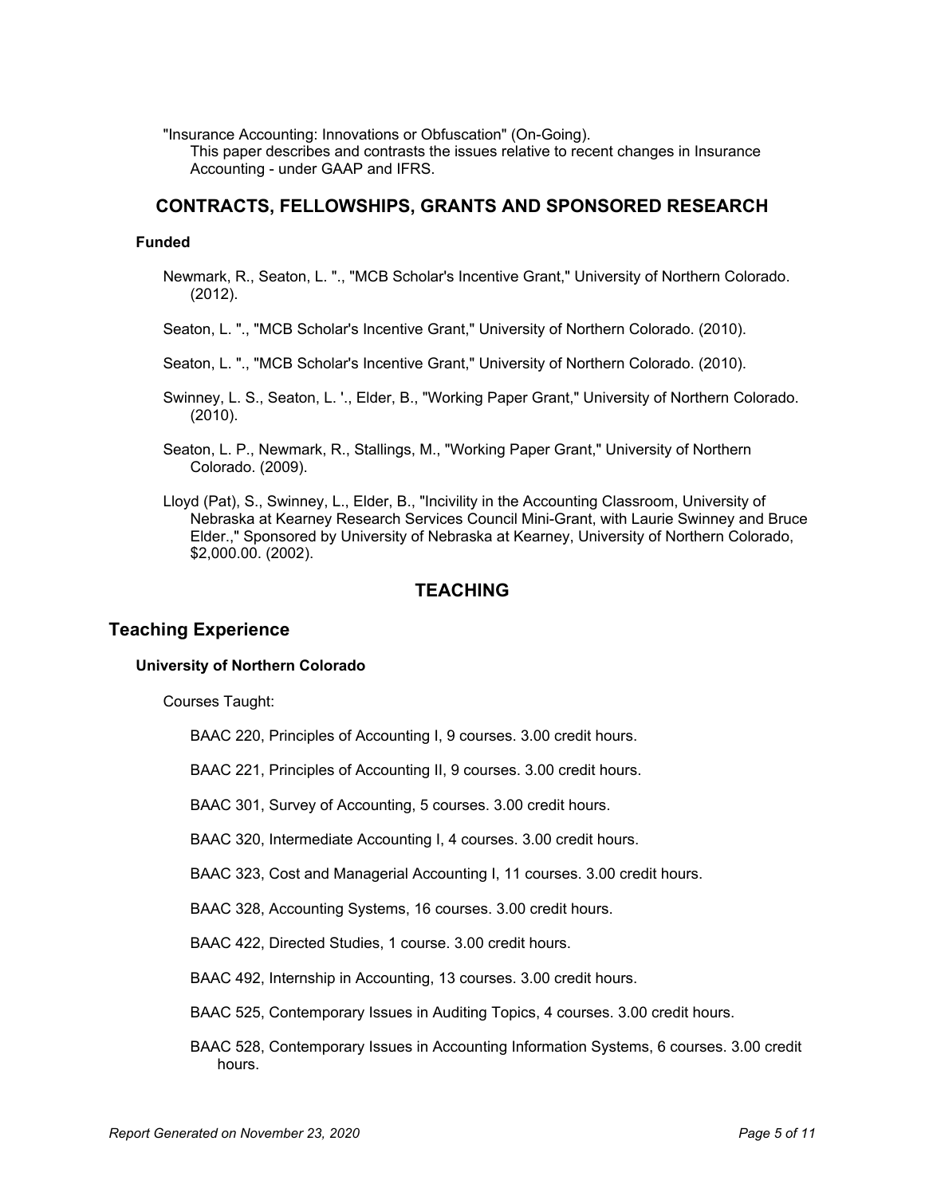"Insurance Accounting: Innovations or Obfuscation" (On-Going).
This paper describes and contrasts the issues relative to recent changes in Insurance Accounting - under GAAP and IFRS.

## CONTRACTS, FELLOWSHIPS, GRANTS AND SPONSORED RESEARCH

### Funded

Newmark, R., Seaton, L. "., "MCB Scholar's Incentive Grant," University of Northern Colorado. (2012).

Seaton, L. "., "MCB Scholar's Incentive Grant," University of Northern Colorado. (2010).

Seaton, L. "., "MCB Scholar's Incentive Grant," University of Northern Colorado. (2010).

Swinney, L. S., Seaton, L. '., Elder, B., "Working Paper Grant," University of Northern Colorado. (2010).

Seaton, L. P., Newmark, R., Stallings, M., "Working Paper Grant," University of Northern Colorado. (2009).

Lloyd (Pat), S., Swinney, L., Elder, B., "Incivility in the Accounting Classroom, University of Nebraska at Kearney Research Services Council Mini-Grant, with Laurie Swinney and Bruce Elder.," Sponsored by University of Nebraska at Kearney, University of Northern Colorado, $2,000.00. (2002).

## TEACHING

## Teaching Experience

### University of Northern Colorado

Courses Taught:

BAAC 220, Principles of Accounting I, 9 courses. 3.00 credit hours.

BAAC 221, Principles of Accounting II, 9 courses. 3.00 credit hours.

BAAC 301, Survey of Accounting, 5 courses. 3.00 credit hours.

BAAC 320, Intermediate Accounting I, 4 courses. 3.00 credit hours.

BAAC 323, Cost and Managerial Accounting I, 11 courses. 3.00 credit hours.

BAAC 328, Accounting Systems, 16 courses. 3.00 credit hours.

BAAC 422, Directed Studies, 1 course. 3.00 credit hours.

BAAC 492, Internship in Accounting, 13 courses. 3.00 credit hours.

BAAC 525, Contemporary Issues in Auditing Topics, 4 courses. 3.00 credit hours.

BAAC 528, Contemporary Issues in Accounting Information Systems, 6 courses. 3.00 credit hours.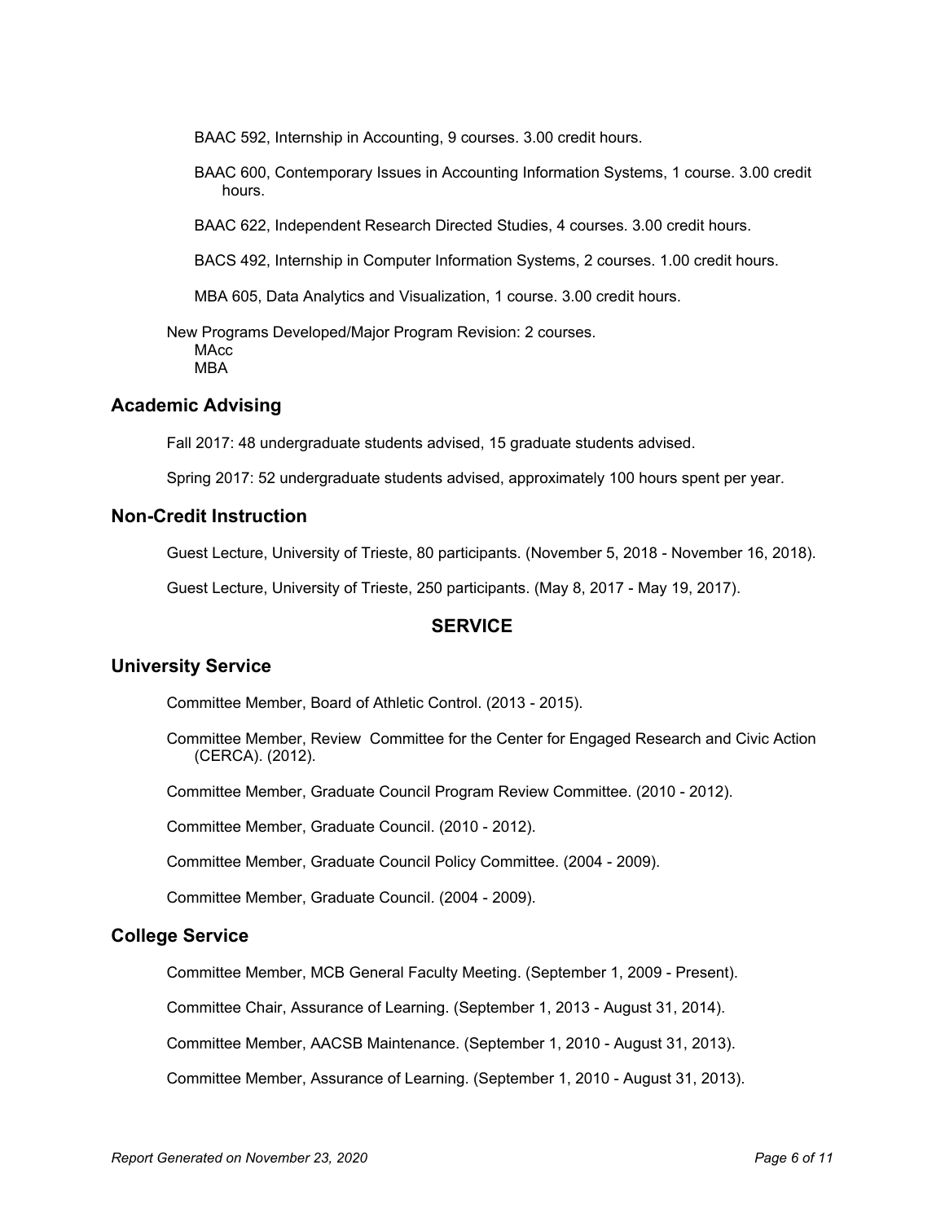BAAC 592, Internship in Accounting, 9 courses. 3.00 credit hours.

BAAC 600, Contemporary Issues in Accounting Information Systems, 1 course. 3.00 credit hours.

BAAC 622, Independent Research Directed Studies, 4 courses. 3.00 credit hours.

BACS 492, Internship in Computer Information Systems, 2 courses. 1.00 credit hours.

MBA 605, Data Analytics and Visualization, 1 course. 3.00 credit hours.

New Programs Developed/Major Program Revision: 2 courses.
MAcc
MBA

## Academic Advising

Fall 2017: 48 undergraduate students advised, 15 graduate students advised.

Spring 2017: 52 undergraduate students advised, approximately 100 hours spent per year.

## Non-Credit Instruction

Guest Lecture, University of Trieste, 80 participants. (November 5, 2018 - November 16, 2018).

Guest Lecture, University of Trieste, 250 participants. (May 8, 2017 - May 19, 2017).

# SERVICE

## University Service

Committee Member, Board of Athletic Control. (2013 - 2015).

Committee Member, Review Committee for the Center for Engaged Research and Civic Action (CERCA). (2012).

Committee Member, Graduate Council Program Review Committee. (2010 - 2012).

Committee Member, Graduate Council. (2010 - 2012).

Committee Member, Graduate Council Policy Committee. (2004 - 2009).

Committee Member, Graduate Council. (2004 - 2009).

## College Service

Committee Member, MCB General Faculty Meeting. (September 1, 2009 - Present).

Committee Chair, Assurance of Learning. (September 1, 2013 - August 31, 2014).

Committee Member, AACSB Maintenance. (September 1, 2010 - August 31, 2013).

Committee Member, Assurance of Learning. (September 1, 2010 - August 31, 2013).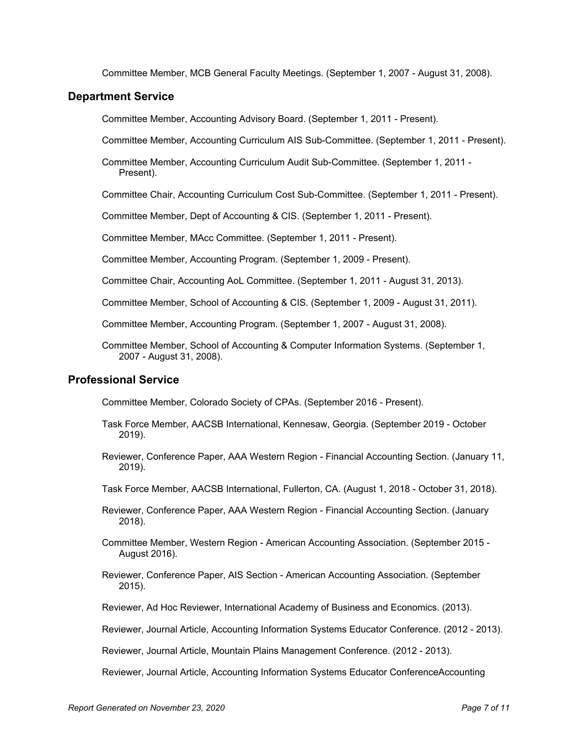Committee Member, MCB General Faculty Meetings. (September 1, 2007 - August 31, 2008).

## Department Service

Committee Member, Accounting Advisory Board. (September 1, 2011 - Present).

Committee Member, Accounting Curriculum AIS Sub-Committee. (September 1, 2011 - Present).

Committee Member, Accounting Curriculum Audit Sub-Committee. (September 1, 2011 - Present).

Committee Chair, Accounting Curriculum Cost Sub-Committee. (September 1, 2011 - Present).

Committee Member, Dept of Accounting & CIS. (September 1, 2011 - Present).

Committee Member, MAcc Committee. (September 1, 2011 - Present).

Committee Member, Accounting Program. (September 1, 2009 - Present).

Committee Chair, Accounting AoL Committee. (September 1, 2011 - August 31, 2013).

Committee Member, School of Accounting & CIS. (September 1, 2009 - August 31, 2011).

Committee Member, Accounting Program. (September 1, 2007 - August 31, 2008).

Committee Member, School of Accounting & Computer Information Systems. (September 1, 2007 - August 31, 2008).

## Professional Service

Committee Member, Colorado Society of CPAs. (September 2016 - Present).

Task Force Member, AACSB International, Kennesaw, Georgia. (September 2019 - October 2019).

Reviewer, Conference Paper, AAA Western Region - Financial Accounting Section. (January 11, 2019).

Task Force Member, AACSB International, Fullerton, CA. (August 1, 2018 - October 31, 2018).

Reviewer, Conference Paper, AAA Western Region - Financial Accounting Section. (January 2018).

Committee Member, Western Region - American Accounting Association. (September 2015 - August 2016).

Reviewer, Conference Paper, AIS Section - American Accounting Association. (September 2015).

Reviewer, Ad Hoc Reviewer, International Academy of Business and Economics. (2013).

Reviewer, Journal Article, Accounting Information Systems Educator Conference. (2012 - 2013).

Reviewer, Journal Article, Mountain Plains Management Conference. (2012 - 2013).

Reviewer, Journal Article, Accounting Information Systems Educator ConferenceAccounting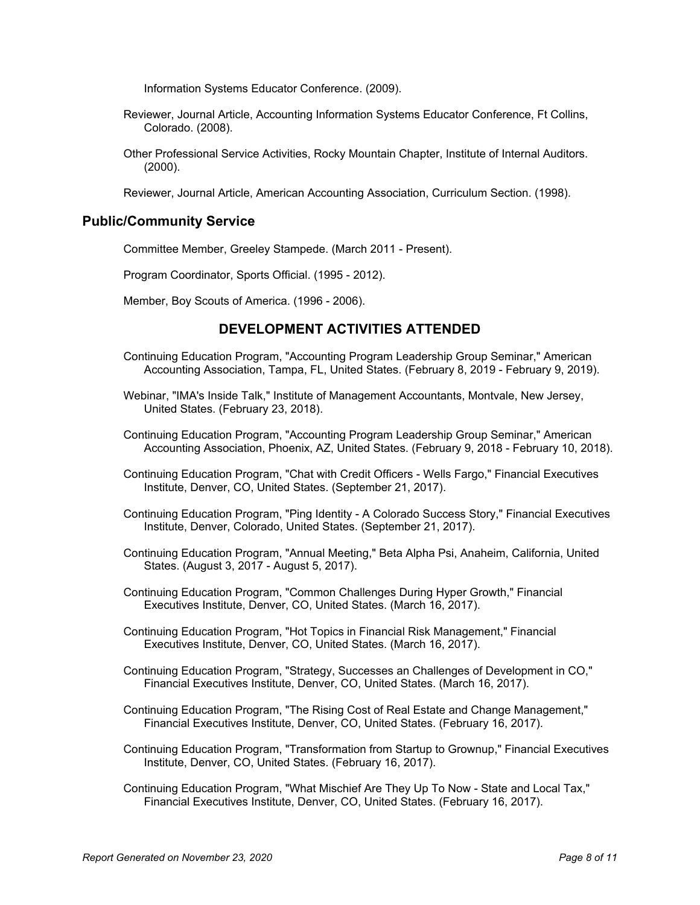Information Systems Educator Conference. (2009).

Reviewer, Journal Article, Accounting Information Systems Educator Conference, Ft Collins, Colorado. (2008).

Other Professional Service Activities, Rocky Mountain Chapter, Institute of Internal Auditors. (2000).

Reviewer, Journal Article, American Accounting Association, Curriculum Section. (1998).

## Public/Community Service

Committee Member, Greeley Stampede. (March 2011 - Present).

Program Coordinator, Sports Official. (1995 - 2012).

Member, Boy Scouts of America. (1996 - 2006).

# DEVELOPMENT ACTIVITIES ATTENDED

Continuing Education Program, "Accounting Program Leadership Group Seminar," American Accounting Association, Tampa, FL, United States. (February 8, 2019 - February 9, 2019).

Webinar, "IMA's Inside Talk," Institute of Management Accountants, Montvale, New Jersey, United States. (February 23, 2018).

Continuing Education Program, "Accounting Program Leadership Group Seminar," American Accounting Association, Phoenix, AZ, United States. (February 9, 2018 - February 10, 2018).

Continuing Education Program, "Chat with Credit Officers - Wells Fargo," Financial Executives Institute, Denver, CO, United States. (September 21, 2017).

Continuing Education Program, "Ping Identity - A Colorado Success Story," Financial Executives Institute, Denver, Colorado, United States. (September 21, 2017).

Continuing Education Program, "Annual Meeting," Beta Alpha Psi, Anaheim, California, United States. (August 3, 2017 - August 5, 2017).

Continuing Education Program, "Common Challenges During Hyper Growth," Financial Executives Institute, Denver, CO, United States. (March 16, 2017).

Continuing Education Program, "Hot Topics in Financial Risk Management," Financial Executives Institute, Denver, CO, United States. (March 16, 2017).

Continuing Education Program, "Strategy, Successes an Challenges of Development in CO," Financial Executives Institute, Denver, CO, United States. (March 16, 2017).

Continuing Education Program, "The Rising Cost of Real Estate and Change Management," Financial Executives Institute, Denver, CO, United States. (February 16, 2017).

Continuing Education Program, "Transformation from Startup to Grownup," Financial Executives Institute, Denver, CO, United States. (February 16, 2017).

Continuing Education Program, "What Mischief Are They Up To Now - State and Local Tax," Financial Executives Institute, Denver, CO, United States. (February 16, 2017).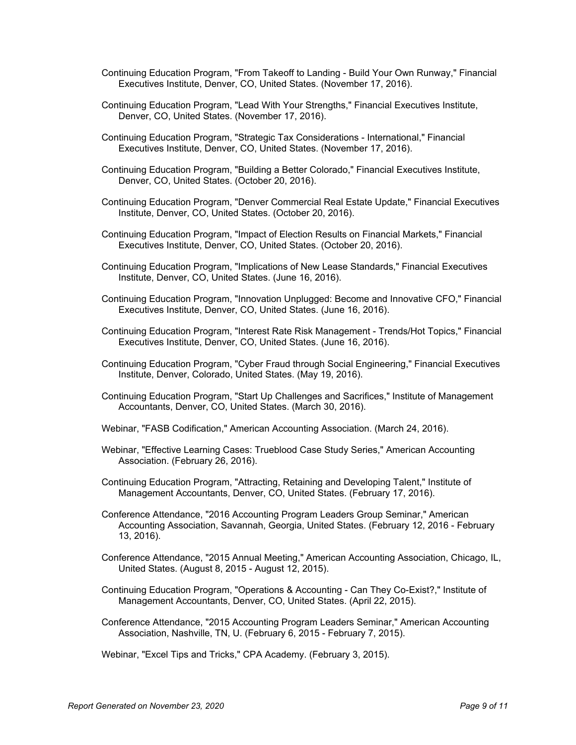Continuing Education Program, "From Takeoff to Landing - Build Your Own Runway," Financial Executives Institute, Denver, CO, United States. (November 17, 2016).

Continuing Education Program, "Lead With Your Strengths," Financial Executives Institute, Denver, CO, United States. (November 17, 2016).

Continuing Education Program, "Strategic Tax Considerations - International," Financial Executives Institute, Denver, CO, United States. (November 17, 2016).

Continuing Education Program, "Building a Better Colorado," Financial Executives Institute, Denver, CO, United States. (October 20, 2016).

Continuing Education Program, "Denver Commercial Real Estate Update," Financial Executives Institute, Denver, CO, United States. (October 20, 2016).

Continuing Education Program, "Impact of Election Results on Financial Markets," Financial Executives Institute, Denver, CO, United States. (October 20, 2016).

Continuing Education Program, "Implications of New Lease Standards," Financial Executives Institute, Denver, CO, United States. (June 16, 2016).

Continuing Education Program, "Innovation Unplugged: Become and Innovative CFO," Financial Executives Institute, Denver, CO, United States. (June 16, 2016).

Continuing Education Program, "Interest Rate Risk Management - Trends/Hot Topics," Financial Executives Institute, Denver, CO, United States. (June 16, 2016).

Continuing Education Program, "Cyber Fraud through Social Engineering," Financial Executives Institute, Denver, Colorado, United States. (May 19, 2016).

Continuing Education Program, "Start Up Challenges and Sacrifices," Institute of Management Accountants, Denver, CO, United States. (March 30, 2016).

Webinar, "FASB Codification," American Accounting Association. (March 24, 2016).

Webinar, "Effective Learning Cases: Trueblood Case Study Series," American Accounting Association. (February 26, 2016).

Continuing Education Program, "Attracting, Retaining and Developing Talent," Institute of Management Accountants, Denver, CO, United States. (February 17, 2016).

Conference Attendance, "2016 Accounting Program Leaders Group Seminar," American Accounting Association, Savannah, Georgia, United States. (February 12, 2016 - February 13, 2016).

Conference Attendance, "2015 Annual Meeting," American Accounting Association, Chicago, IL, United States. (August 8, 2015 - August 12, 2015).

Continuing Education Program, "Operations & Accounting - Can They Co-Exist?," Institute of Management Accountants, Denver, CO, United States. (April 22, 2015).

Conference Attendance, "2015 Accounting Program Leaders Seminar," American Accounting Association, Nashville, TN, U. (February 6, 2015 - February 7, 2015).

Webinar, "Excel Tips and Tricks," CPA Academy. (February 3, 2015).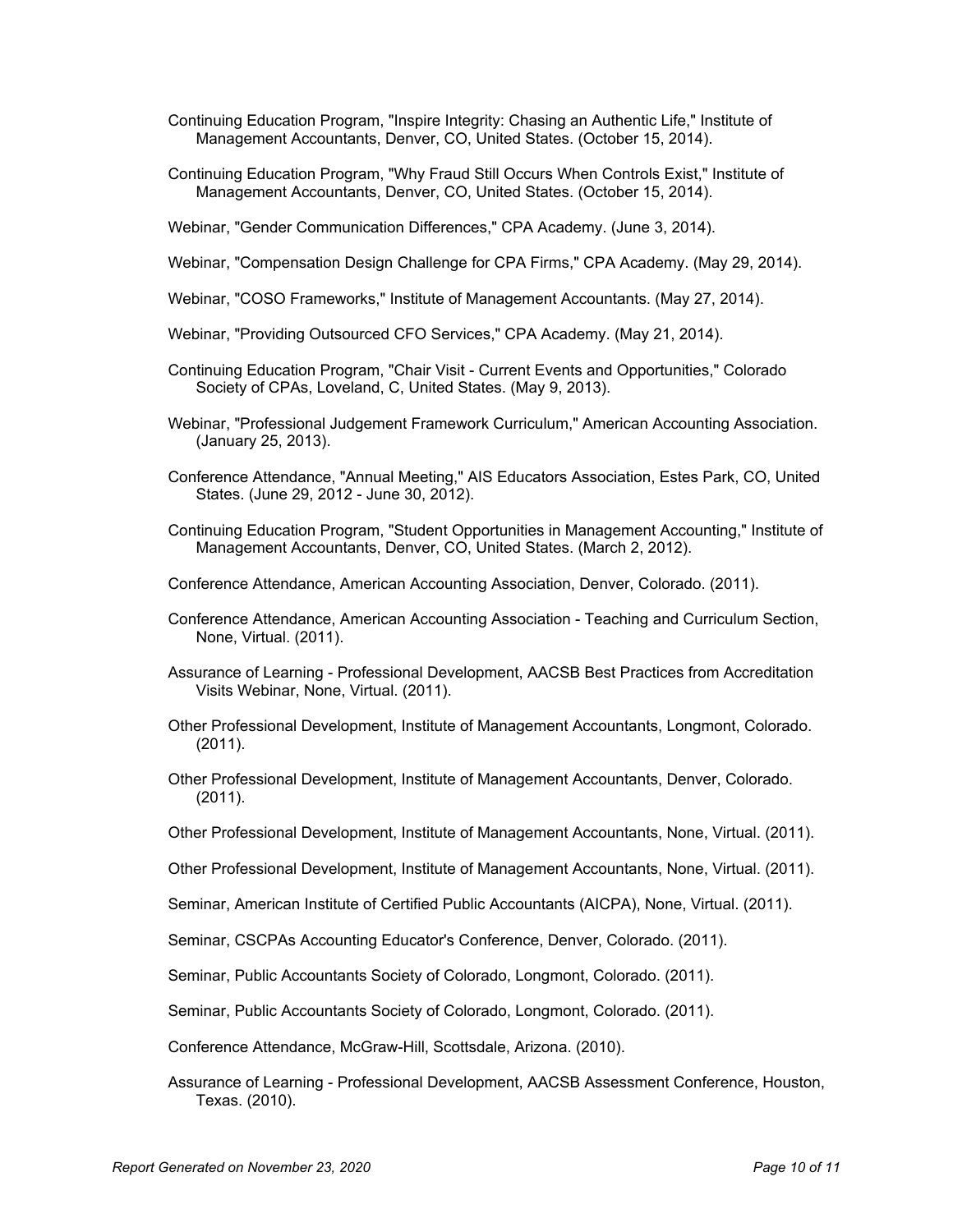Continuing Education Program, "Inspire Integrity: Chasing an Authentic Life," Institute of Management Accountants, Denver, CO, United States. (October 15, 2014).

Continuing Education Program, "Why Fraud Still Occurs When Controls Exist," Institute of Management Accountants, Denver, CO, United States. (October 15, 2014).

Webinar, "Gender Communication Differences," CPA Academy. (June 3, 2014).

Webinar, "Compensation Design Challenge for CPA Firms," CPA Academy. (May 29, 2014).

Webinar, "COSO Frameworks," Institute of Management Accountants. (May 27, 2014).

Webinar, "Providing Outsourced CFO Services," CPA Academy. (May 21, 2014).

Continuing Education Program, "Chair Visit - Current Events and Opportunities," Colorado Society of CPAs, Loveland, C, United States. (May 9, 2013).

Webinar, "Professional Judgement Framework Curriculum," American Accounting Association. (January 25, 2013).

Conference Attendance, "Annual Meeting," AIS Educators Association, Estes Park, CO, United States. (June 29, 2012 - June 30, 2012).

Continuing Education Program, "Student Opportunities in Management Accounting," Institute of Management Accountants, Denver, CO, United States. (March 2, 2012).

Conference Attendance, American Accounting Association, Denver, Colorado. (2011).

Conference Attendance, American Accounting Association - Teaching and Curriculum Section, None, Virtual. (2011).

Assurance of Learning - Professional Development, AACSB Best Practices from Accreditation Visits Webinar, None, Virtual. (2011).

Other Professional Development, Institute of Management Accountants, Longmont, Colorado. (2011).

Other Professional Development, Institute of Management Accountants, Denver, Colorado. (2011).

Other Professional Development, Institute of Management Accountants, None, Virtual. (2011).

Other Professional Development, Institute of Management Accountants, None, Virtual. (2011).

Seminar, American Institute of Certified Public Accountants (AICPA), None, Virtual. (2011).

Seminar, CSCPAs Accounting Educator's Conference, Denver, Colorado. (2011).

Seminar, Public Accountants Society of Colorado, Longmont, Colorado. (2011).

Seminar, Public Accountants Society of Colorado, Longmont, Colorado. (2011).

Conference Attendance, McGraw-Hill, Scottsdale, Arizona. (2010).

Assurance of Learning - Professional Development, AACSB Assessment Conference, Houston, Texas. (2010).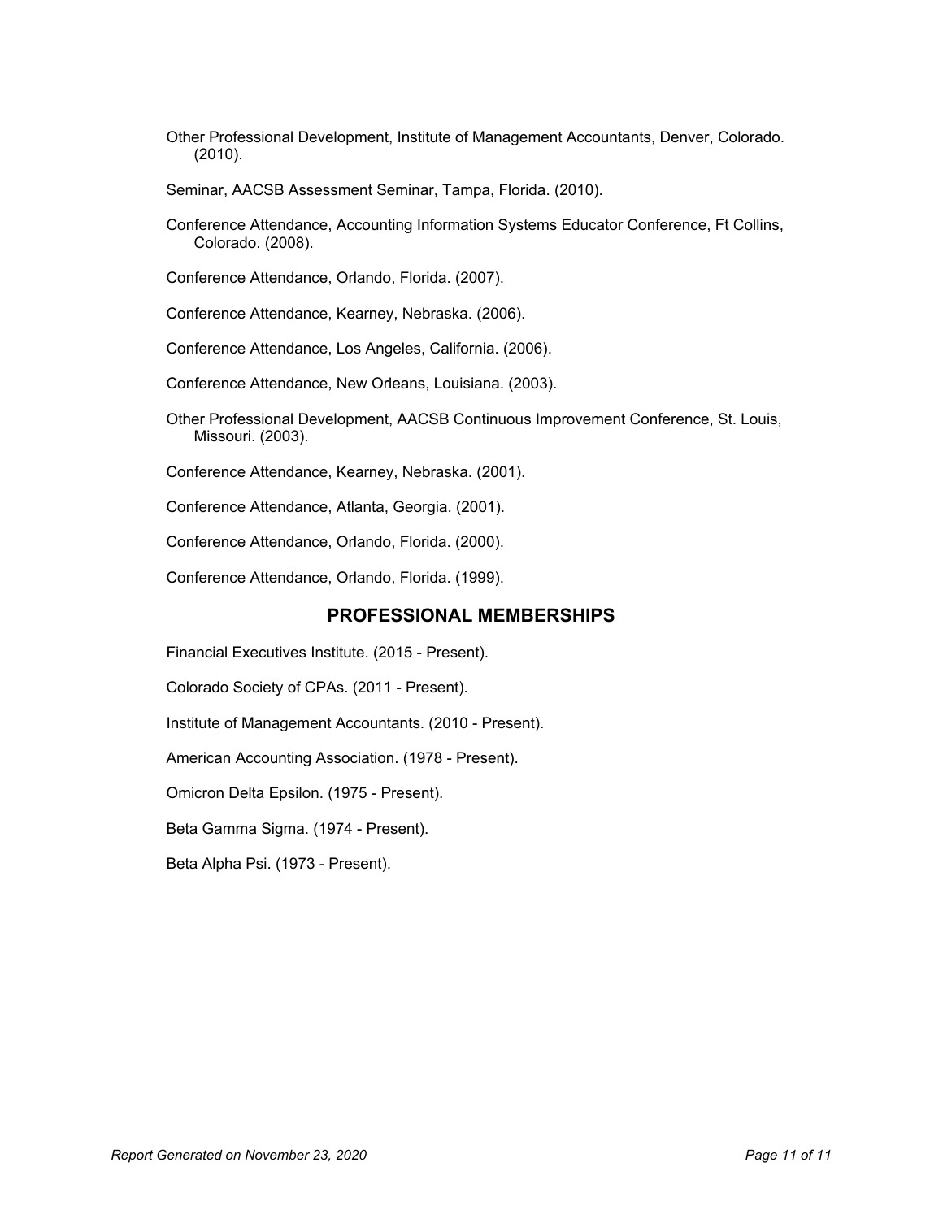Other Professional Development, Institute of Management Accountants, Denver, Colorado. (2010).

Seminar, AACSB Assessment Seminar, Tampa, Florida. (2010).

Conference Attendance, Accounting Information Systems Educator Conference, Ft Collins, Colorado. (2008).

Conference Attendance, Orlando, Florida. (2007).

Conference Attendance, Kearney, Nebraska. (2006).

Conference Attendance, Los Angeles, California. (2006).

Conference Attendance, New Orleans, Louisiana. (2003).

Other Professional Development, AACSB Continuous Improvement Conference, St. Louis, Missouri. (2003).

Conference Attendance, Kearney, Nebraska. (2001).

Conference Attendance, Atlanta, Georgia. (2001).

Conference Attendance, Orlando, Florida. (2000).

Conference Attendance, Orlando, Florida. (1999).

## PROFESSIONAL MEMBERSHIPS

Financial Executives Institute. (2015 - Present).

Colorado Society of CPAs. (2011 - Present).

Institute of Management Accountants. (2010 - Present).

American Accounting Association. (1978 - Present).

Omicron Delta Epsilon. (1975 - Present).

Beta Gamma Sigma. (1974 - Present).

Beta Alpha Psi. (1973 - Present).